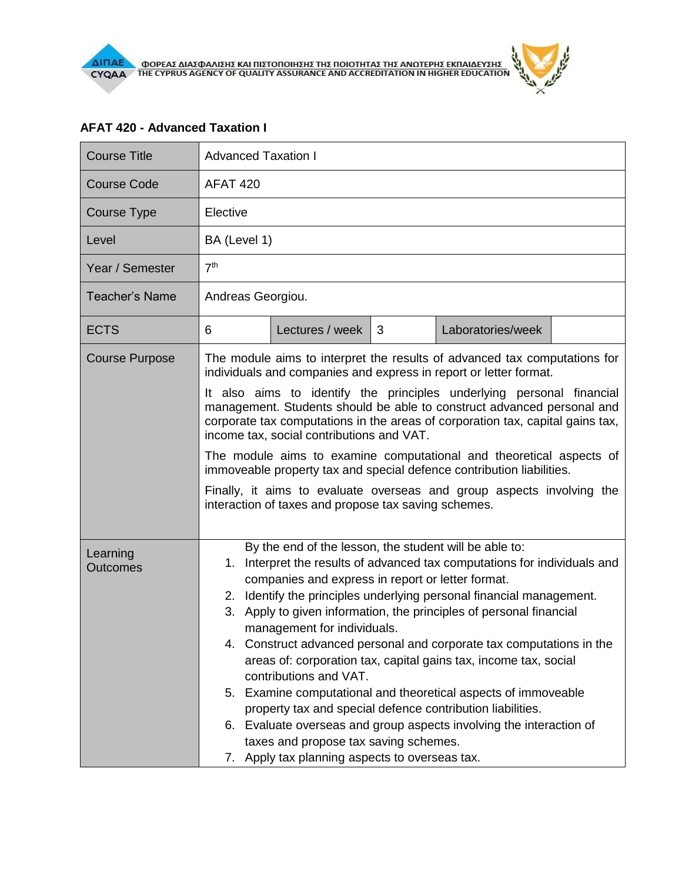ΦΟΡΕΑΣ ΔΙΑΣΦΑΛΙΣΗΣ ΚΑΙ ΠΙΣΤΟΠΟΙΗΣΗΣ ΤΗΣ ΠΟΙΟΤΗΤΑΣ ΤΗΣ ΑΝΩΤΕΡΗΣ ΕΚΠΑΙΔΕΥΣΗΣ
THE CYPRUS AGENCY OF QUALITY ASSURANCE AND ACCREDITATION IN HIGHER EDUCATION

## AFAT 420 - Advanced Taxation I

| Course Title | Advanced Taxation I | | | | |
|---|---|---|---|---|---|
| Course Code | AFAT 420 | | | | |
| Course Type | Elective | | | | |
| Level | BA (Level 1) | | | | |
| Year / Semester | 7th | | | | |
| Teacher's Name | Andreas Georgiou. | | | | |
| ECTS | 6 | Lectures / week | 3 | Laboratories/week | |
| Course Purpose | The module aims to interpret the results of advanced tax computations for individuals and companies and express in report or letter format.<br>It also aims to identify the principles underlying personal financial management. Students should be able to construct advanced personal and corporate tax computations in the areas of corporation tax, capital gains tax, income tax, social contributions and VAT.<br>The module aims to examine computational and theoretical aspects of immoveable property tax and special defence contribution liabilities.<br>Finally, it aims to evaluate overseas and group aspects involving the interaction of taxes and propose tax saving schemes. | | | | |
| Learning Outcomes | By the end of the lesson, the student will be able to:<br>1. Interpret the results of advanced tax computations for individuals and companies and express in report or letter format.<br>2. Identify the principles underlying personal financial management.<br>3. Apply to given information, the principles of personal financial management for individuals.<br>4. Construct advanced personal and corporate tax computations in the areas of: corporation tax, capital gains tax, income tax, social contributions and VAT.<br>5. Examine computational and theoretical aspects of immoveable property tax and special defence contribution liabilities.<br>6. Evaluate overseas and group aspects involving the interaction of taxes and propose tax saving schemes.<br>7. Apply tax planning aspects to overseas tax. | | | | |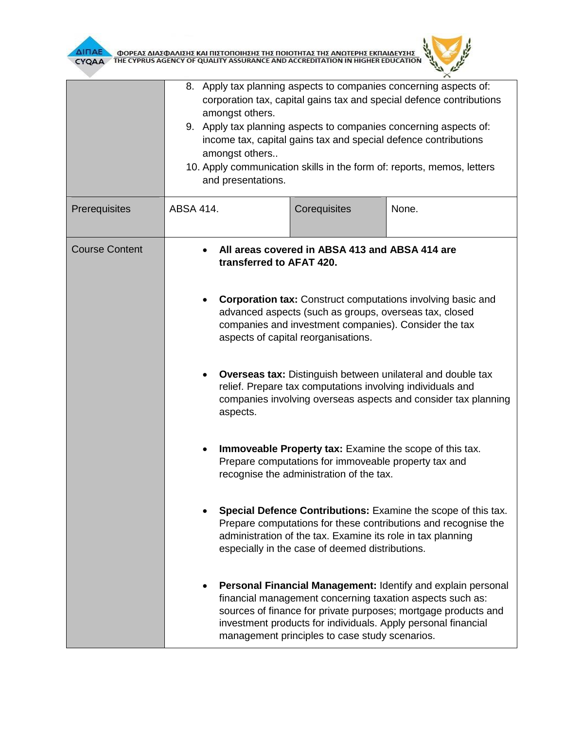| | | | |
|---|---|---|---|
| | 8. Apply tax planning aspects to companies concerning aspects of: corporation tax, capital gains tax and special defence contributions amongst others.<br>9. Apply tax planning aspects to companies concerning aspects of: income tax, capital gains tax and special defence contributions amongst others..<br>10. Apply communication skills in the form of: reports, memos, letters and presentations. | | |
| Prerequisites | ABSA 414. | Corequisites | None. |
| Course Content | • **All areas covered in ABSA 413 and ABSA 414 are transferred to AFAT 420.**<br><br>• **Corporation tax:** Construct computations involving basic and advanced aspects (such as groups, overseas tax, closed companies and investment companies). Consider the tax aspects of capital reorganisations.<br><br>• **Overseas tax:** Distinguish between unilateral and double tax relief. Prepare tax computations involving individuals and companies involving overseas aspects and consider tax planning aspects.<br><br>• **Immoveable Property tax:** Examine the scope of this tax. Prepare computations for immoveable property tax and recognise the administration of the tax.<br><br>• **Special Defence Contributions:** Examine the scope of this tax. Prepare computations for these contributions and recognise the administration of the tax. Examine its role in tax planning especially in the case of deemed distributions.<br><br>• **Personal Financial Management:** Identify and explain personal financial management concerning taxation aspects such as: sources of finance for private purposes; mortgage products and investment products for individuals. Apply personal financial management principles to case study scenarios. | | |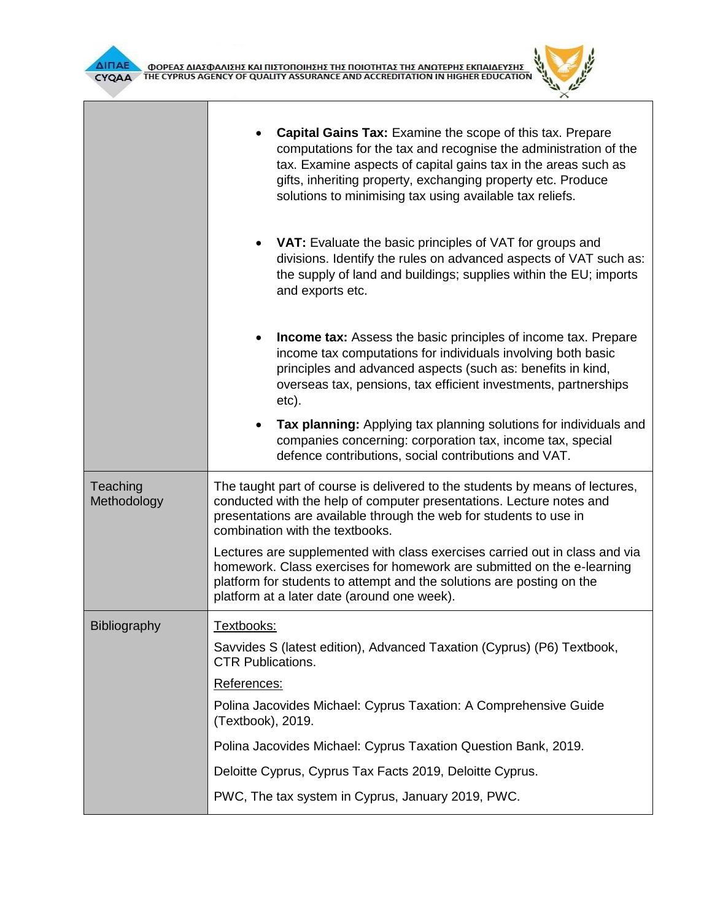| | |
|---|---|
| | • **Capital Gains Tax:** Examine the scope of this tax. Prepare computations for the tax and recognise the administration of the tax. Examine aspects of capital gains tax in the areas such as gifts, inheriting property, exchanging property etc. Produce solutions to minimising tax using available tax reliefs.<br><br>• **VAT:** Evaluate the basic principles of VAT for groups and divisions. Identify the rules on advanced aspects of VAT such as: the supply of land and buildings; supplies within the EU; imports and exports etc.<br><br>• **Income tax:** Assess the basic principles of income tax. Prepare income tax computations for individuals involving both basic principles and advanced aspects (such as: benefits in kind, overseas tax, pensions, tax efficient investments, partnerships etc).<br><br>• **Tax planning:** Applying tax planning solutions for individuals and companies concerning: corporation tax, income tax, special defence contributions, social contributions and VAT. |
| Teaching Methodology | The taught part of course is delivered to the students by means of lectures, conducted with the help of computer presentations. Lecture notes and presentations are available through the web for students to use in combination with the textbooks.<br><br>Lectures are supplemented with class exercises carried out in class and via homework. Class exercises for homework are submitted on the e-learning platform for students to attempt and the solutions are posting on the platform at a later date (around one week). |
| Bibliography | <u>Textbooks:</u><br><br>Savvides S (latest edition), Advanced Taxation (Cyprus) (P6) Textbook, CTR Publications.<br><br><u>References:</u><br><br>Polina Jacovides Michael: Cyprus Taxation: A Comprehensive Guide (Textbook), 2019.<br><br>Polina Jacovides Michael: Cyprus Taxation Question Bank, 2019.<br><br>Deloitte Cyprus, Cyprus Tax Facts 2019, Deloitte Cyprus.<br><br>PWC, The tax system in Cyprus, January 2019, PWC. |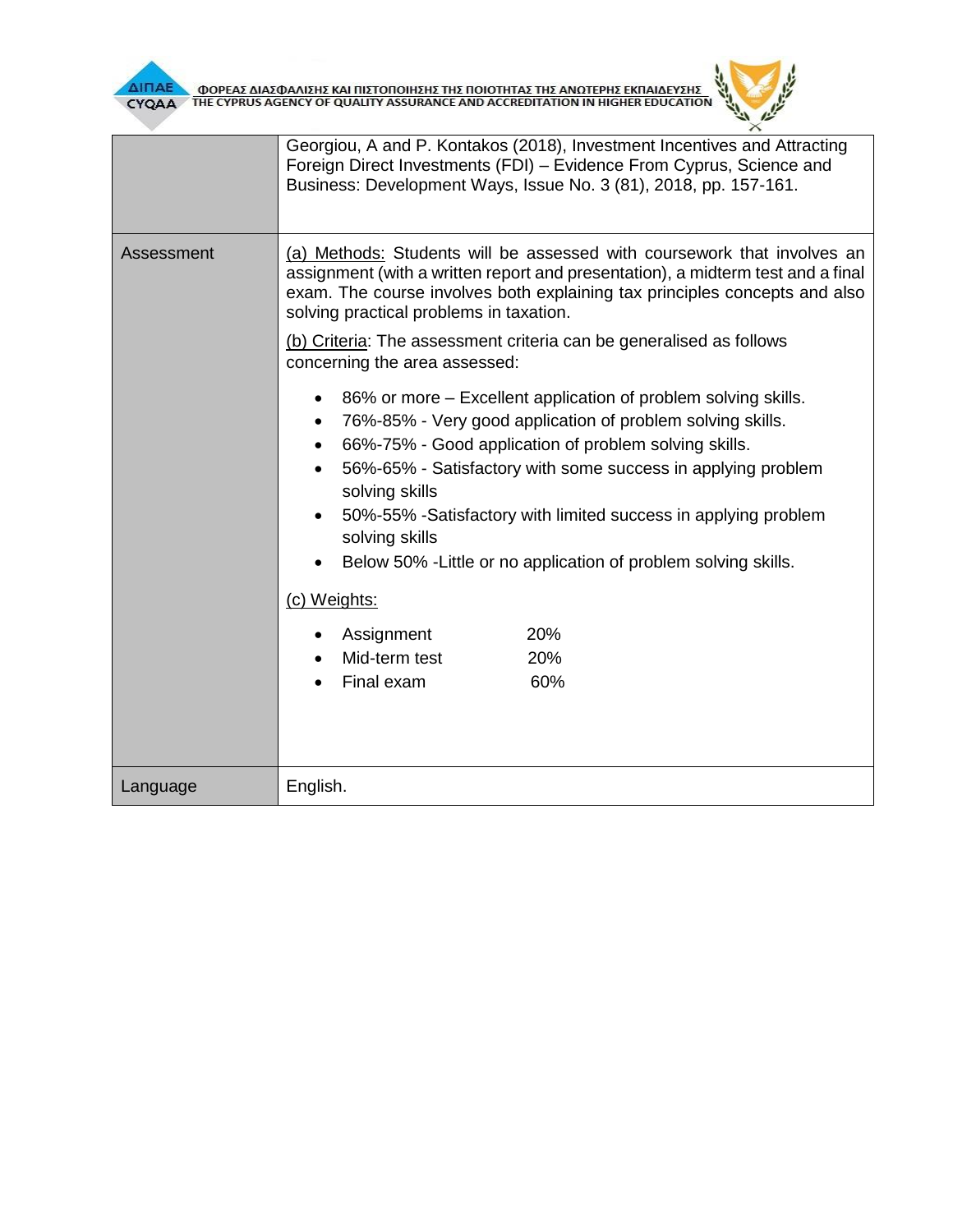| | |
|---|---|
| | Georgiou, A and P. Kontakos (2018), Investment Incentives and Attracting Foreign Direct Investments (FDI) – Evidence From Cyprus, Science and Business: Development Ways, Issue No. 3 (81), 2018, pp. 157-161. |
| Assessment | (a) Methods: Students will be assessed with coursework that involves an assignment (with a written report and presentation), a midterm test and a final exam. The course involves both explaining tax principles concepts and also solving practical problems in taxation.<br><br>(b) Criteria: The assessment criteria can be generalised as follows concerning the area assessed:<br><br>• 86% or more – Excellent application of problem solving skills.<br>• 76%-85% - Very good application of problem solving skills.<br>• 66%-75% - Good application of problem solving skills.<br>• 56%-65% - Satisfactory with some success in applying problem solving skills<br>• 50%-55% -Satisfactory with limited success in applying problem solving skills<br>• Below 50% -Little or no application of problem solving skills.<br><br>(c) Weights:<br><br>• Assignment 20%<br>• Mid-term test 20%<br>• Final exam 60% |
| Language | English. |